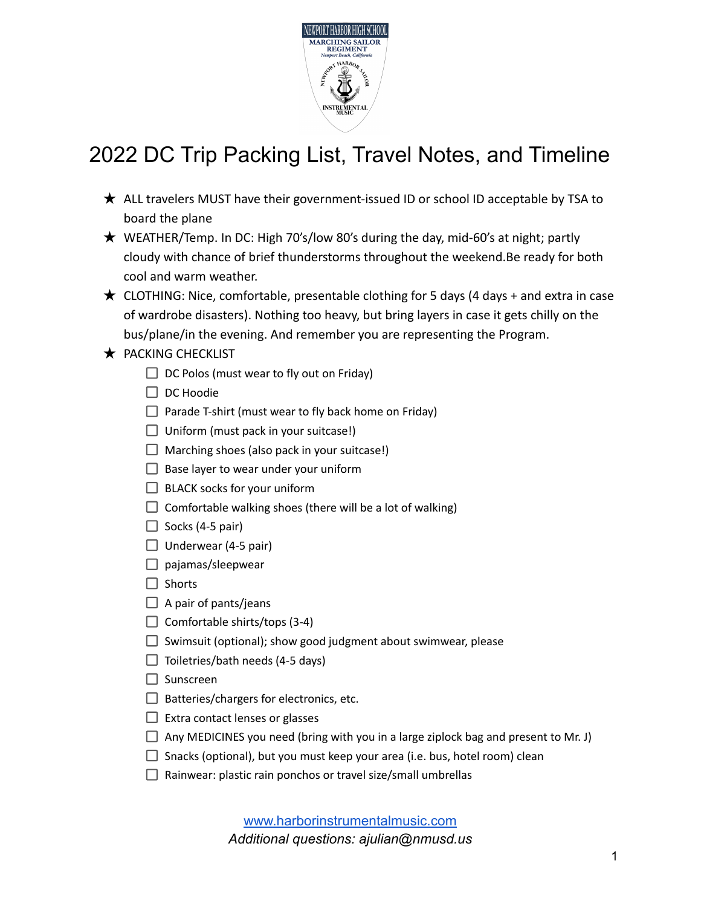# 2022 DC Trip Packing List, Travel Notes, and Timeline

- ★ ALL travelers MUST have their government-issued ID or school ID acceptable by TSA to board the plane
- ★ WEATHER/Temp. In DC: High 70's/low 80's during the day, mid-60's at night; partly cloudy with chance of brief thunderstorms throughout the weekend.Be ready for both cool and warm weather.
- ★ CLOTHING: Nice, comfortable, presentable clothing for 5 days (4 days + and extra in case of wardrobe disasters). Nothing too heavy, but bring layers in case it gets chilly on the bus/plane/in the evening. And remember you are representing the Program.
- ★ PACKING CHECKLIST
  - [ ] DC Polos (must wear to fly out on Friday)
  - [ ] DC Hoodie
  - [ ] Parade T-shirt (must wear to fly back home on Friday)
  - [ ] Uniform (must pack in your suitcase!)
  - [ ] Marching shoes (also pack in your suitcase!)
  - [ ] Base layer to wear under your uniform
  - [ ] BLACK socks for your uniform
  - [ ] Comfortable walking shoes (there will be a lot of walking)
  - [ ] Socks (4-5 pair)
  - [ ] Underwear (4-5 pair)
  - [ ] pajamas/sleepwear
  - [ ] Shorts
  - [ ] A pair of pants/jeans
  - [ ] Comfortable shirts/tops (3-4)
  - [ ] Swimsuit (optional); show good judgment about swimwear, please
  - [ ] Toiletries/bath needs (4-5 days)
  - [ ] Sunscreen
  - [ ] Batteries/chargers for electronics, etc.
  - [ ] Extra contact lenses or glasses
  - [ ] Any MEDICINES you need (bring with you in a large ziplock bag and present to Mr. J)
  - [ ] Snacks (optional), but you must keep your area (i.e. bus, hotel room) clean
  - [ ] Rainwear: plastic rain ponchos or travel size/small umbrellas

www.harborinstrumentalmusic.com

*Additional questions: ajulian@nmusd.us*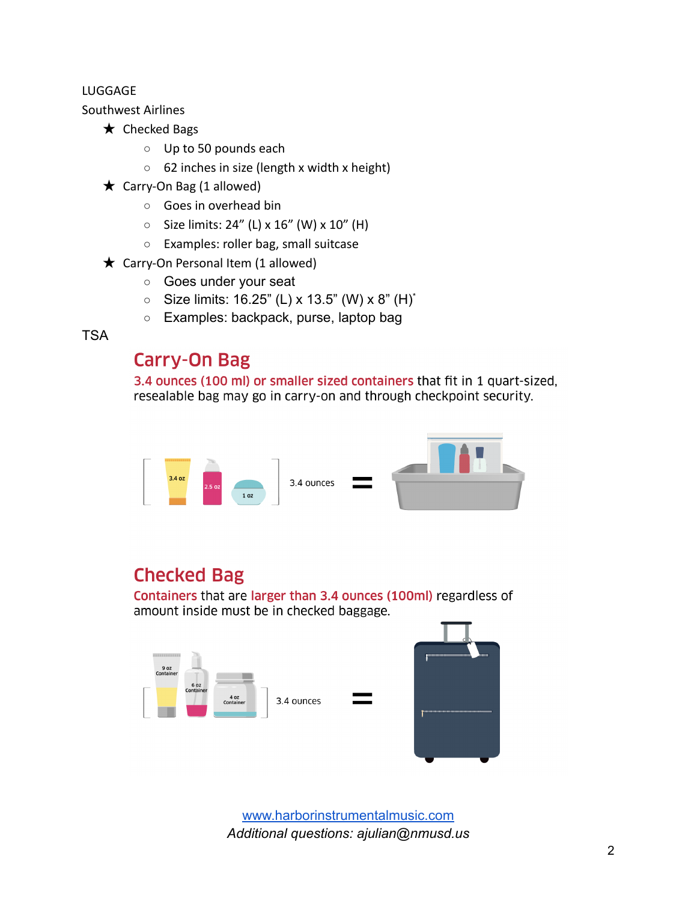LUGGAGE

Southwest Airlines

- ★ Checked Bags
  - Up to 50 pounds each
  - 62 inches in size (length x width x height)
- ★ Carry-On Bag (1 allowed)
  - Goes in overhead bin
  - Size limits: 24” (L) x 16” (W) x 10” (H)
  - Examples: roller bag, small suitcase
- ★ Carry-On Personal Item (1 allowed)
  - Goes under your seat
  - Size limits: 16.25” (L) x 13.5” (W) x 8” (H)*
  - Examples: backpack, purse, laptop bag

TSA

## Carry-On Bag

3.4 ounces (100 ml) or smaller sized containers that fit in 1 quart-sized, resealable bag may go in carry-on and through checkpoint security.

3.4 oz | 2.5 oz | 1 oz — 3.4 ounces =

## Checked Bag

Containers that are larger than 3.4 ounces (100ml) regardless of amount inside must be in checked baggage.

9 oz Container | 6 oz Container | 4 oz Container — 3.4 ounces =

[www.harborinstrumentalmusic.com](http://www.harborinstrumentalmusic.com)

*Additional questions: ajulian@nmusd.us*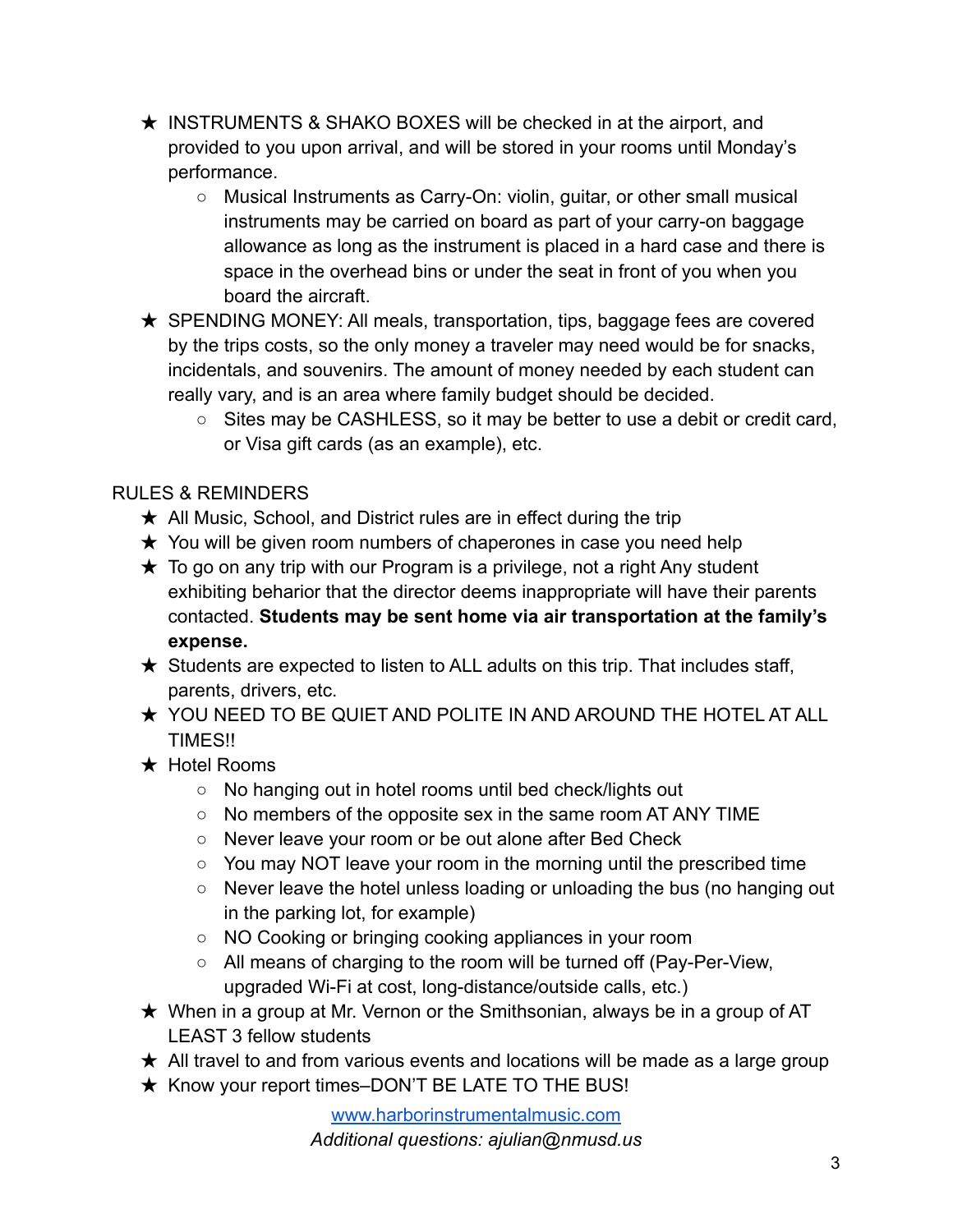- ★ INSTRUMENTS & SHAKO BOXES will be checked in at the airport, and provided to you upon arrival, and will be stored in your rooms until Monday's performance.
  - Musical Instruments as Carry-On: violin, guitar, or other small musical instruments may be carried on board as part of your carry-on baggage allowance as long as the instrument is placed in a hard case and there is space in the overhead bins or under the seat in front of you when you board the aircraft.
- ★ SPENDING MONEY: All meals, transportation, tips, baggage fees are covered by the trips costs, so the only money a traveler may need would be for snacks, incidentals, and souvenirs. The amount of money needed by each student can really vary, and is an area where family budget should be decided.
  - Sites may be CASHLESS, so it may be better to use a debit or credit card, or Visa gift cards (as an example), etc.

RULES & REMINDERS

- ★ All Music, School, and District rules are in effect during the trip
- ★ You will be given room numbers of chaperones in case you need help
- ★ To go on any trip with our Program is a privilege, not a right Any student exhibiting beharior that the director deems inappropriate will have their parents contacted. **Students may be sent home via air transportation at the family's expense.**
- ★ Students are expected to listen to ALL adults on this trip. That includes staff, parents, drivers, etc.
- ★ YOU NEED TO BE QUIET AND POLITE IN AND AROUND THE HOTEL AT ALL TIMES!!
- ★ Hotel Rooms
  - No hanging out in hotel rooms until bed check/lights out
  - No members of the opposite sex in the same room AT ANY TIME
  - Never leave your room or be out alone after Bed Check
  - You may NOT leave your room in the morning until the prescribed time
  - Never leave the hotel unless loading or unloading the bus (no hanging out in the parking lot, for example)
  - NO Cooking or bringing cooking appliances in your room
  - All means of charging to the room will be turned off (Pay-Per-View, upgraded Wi-Fi at cost, long-distance/outside calls, etc.)
- ★ When in a group at Mr. Vernon or the Smithsonian, always be in a group of AT LEAST 3 fellow students
- ★ All travel to and from various events and locations will be made as a large group
- ★ Know your report times–DON'T BE LATE TO THE BUS!

[www.harborinstrumentalmusic.com](http://www.harborinstrumentalmusic.com)

*Additional questions: ajulian@nmusd.us*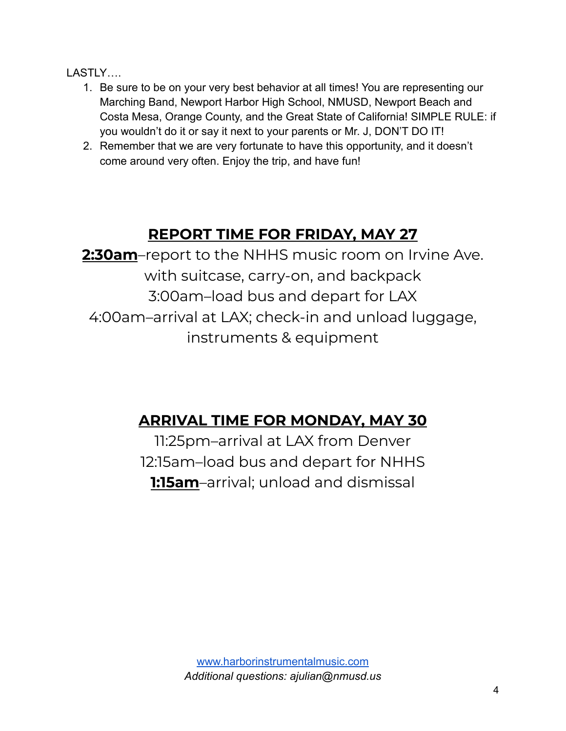LASTLY….

1. Be sure to be on your very best behavior at all times! You are representing our Marching Band, Newport Harbor High School, NMUSD, Newport Beach and Costa Mesa, Orange County, and the Great State of California! SIMPLE RULE: if you wouldn't do it or say it next to your parents or Mr. J, DON'T DO IT!
2. Remember that we are very fortunate to have this opportunity, and it doesn't come around very often. Enjoy the trip, and have fun!

## REPORT TIME FOR FRIDAY, MAY 27

**2:30am**–report to the NHHS music room on Irvine Ave. with suitcase, carry-on, and backpack

3:00am–load bus and depart for LAX

4:00am–arrival at LAX; check-in and unload luggage, instruments & equipment

## ARRIVAL TIME FOR MONDAY, MAY 30

11:25pm–arrival at LAX from Denver

12:15am–load bus and depart for NHHS

**1:15am**–arrival; unload and dismissal

[www.harborinstrumentalmusic.com](http://www.harborinstrumentalmusic.com)

*Additional questions: ajulian@nmusd.us*